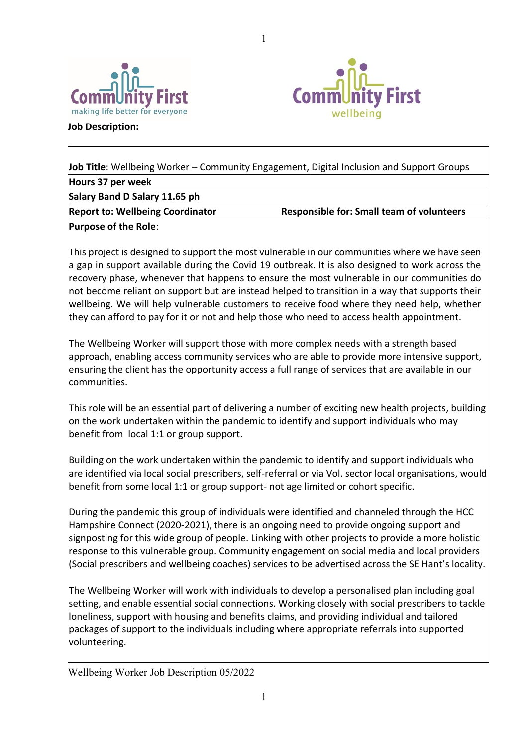Community First – making life better for everyone

Community First wellbeing

**Job Description:**

**Job Title**: Wellbeing Worker – Community Engagement, Digital Inclusion and Support Groups

**Hours 37 per week**

**Salary Band D Salary 11.65 ph**

**Report to: Wellbeing Coordinator** **Responsible for: Small team of volunteers**

**Purpose of the Role**:

This project is designed to support the most vulnerable in our communities where we have seen a gap in support available during the Covid 19 outbreak. It is also designed to work across the recovery phase, whenever that happens to ensure the most vulnerable in our communities do not become reliant on support but are instead helped to transition in a way that supports their wellbeing. We will help vulnerable customers to receive food where they need help, whether they can afford to pay for it or not and help those who need to access health appointment.

The Wellbeing Worker will support those with more complex needs with a strength based approach, enabling access community services who are able to provide more intensive support, ensuring the client has the opportunity access a full range of services that are available in our communities.

This role will be an essential part of delivering a number of exciting new health projects, building on the work undertaken within the pandemic to identify and support individuals who may benefit from local 1:1 or group support.

Building on the work undertaken within the pandemic to identify and support individuals who are identified via local social prescribers, self-referral or via Vol. sector local organisations, would benefit from some local 1:1 or group support- not age limited or cohort specific.

During the pandemic this group of individuals were identified and channeled through the HCC Hampshire Connect (2020-2021), there is an ongoing need to provide ongoing support and signposting for this wide group of people. Linking with other projects to provide a more holistic response to this vulnerable group. Community engagement on social media and local providers (Social prescribers and wellbeing coaches) services to be advertised across the SE Hant's locality.

The Wellbeing Worker will work with individuals to develop a personalised plan including goal setting, and enable essential social connections. Working closely with social prescribers to tackle loneliness, support with housing and benefits claims, and providing individual and tailored packages of support to the individuals including where appropriate referrals into supported volunteering.

Wellbeing Worker Job Description 05/2022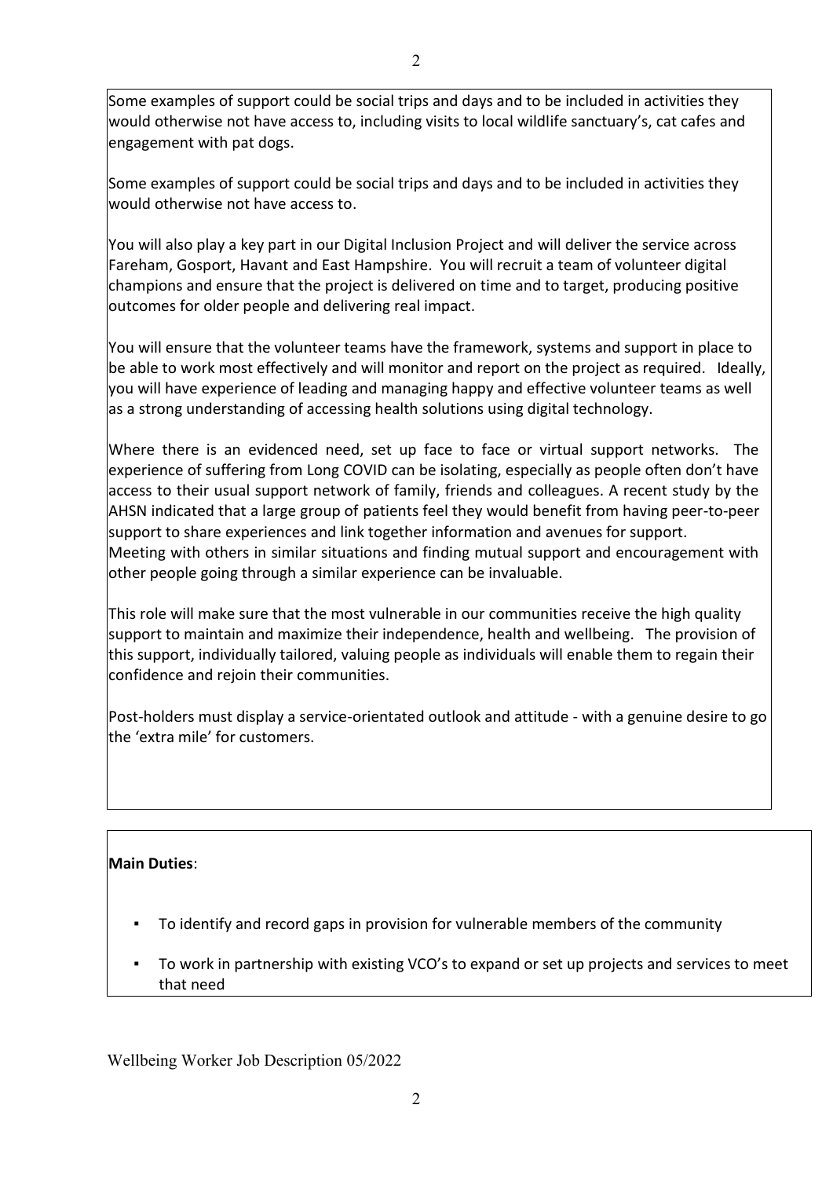Some examples of support could be social trips and days and to be included in activities they would otherwise not have access to, including visits to local wildlife sanctuary's, cat cafes and engagement with pat dogs.

Some examples of support could be social trips and days and to be included in activities they would otherwise not have access to.

You will also play a key part in our Digital Inclusion Project and will deliver the service across Fareham, Gosport, Havant and East Hampshire. You will recruit a team of volunteer digital champions and ensure that the project is delivered on time and to target, producing positive outcomes for older people and delivering real impact.

You will ensure that the volunteer teams have the framework, systems and support in place to be able to work most effectively and will monitor and report on the project as required. Ideally, you will have experience of leading and managing happy and effective volunteer teams as well as a strong understanding of accessing health solutions using digital technology.

Where there is an evidenced need, set up face to face or virtual support networks. The experience of suffering from Long COVID can be isolating, especially as people often don't have access to their usual support network of family, friends and colleagues. A recent study by the AHSN indicated that a large group of patients feel they would benefit from having peer-to-peer support to share experiences and link together information and avenues for support.
Meeting with others in similar situations and finding mutual support and encouragement with other people going through a similar experience can be invaluable.

This role will make sure that the most vulnerable in our communities receive the high quality support to maintain and maximize their independence, health and wellbeing. The provision of this support, individually tailored, valuing people as individuals will enable them to regain their confidence and rejoin their communities.

Post-holders must display a service-orientated outlook and attitude - with a genuine desire to go the 'extra mile' for customers.

**Main Duties**:

- To identify and record gaps in provision for vulnerable members of the community
- To work in partnership with existing VCO's to expand or set up projects and services to meet that need

Wellbeing Worker Job Description 05/2022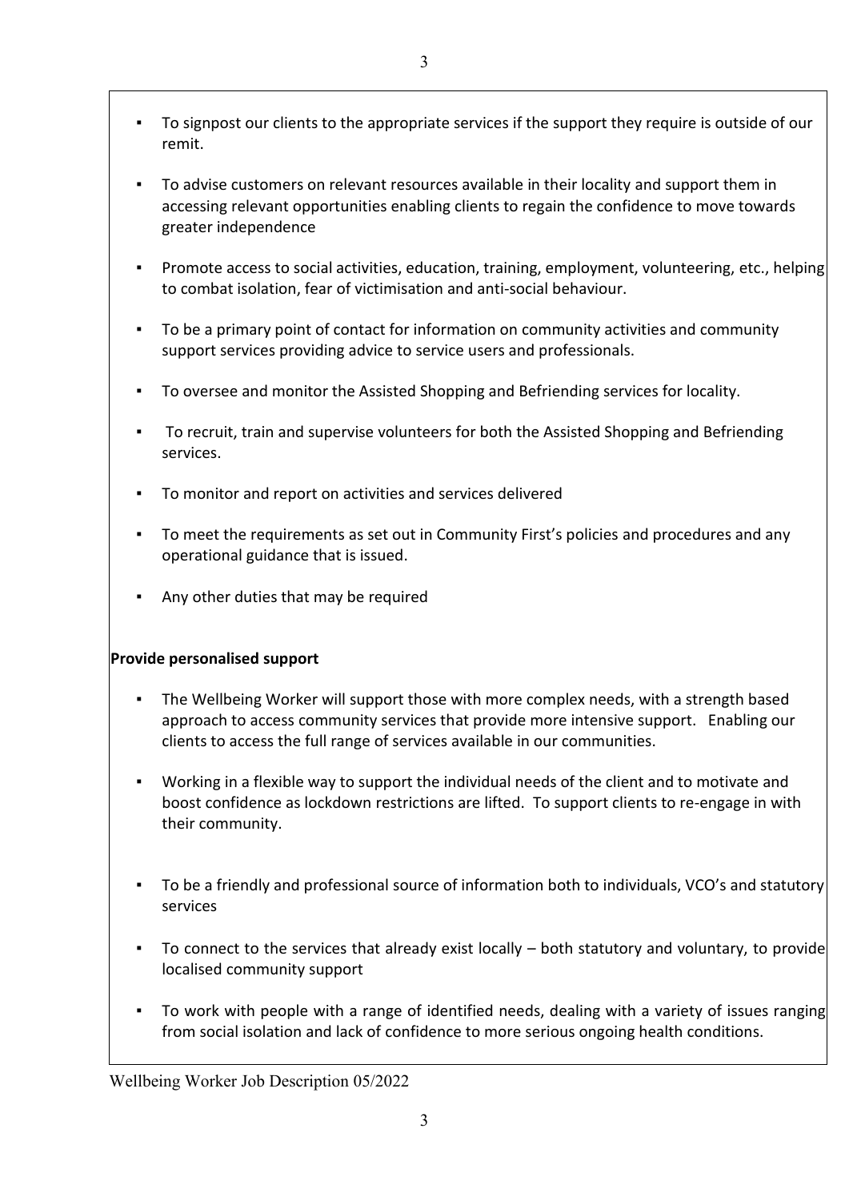- To signpost our clients to the appropriate services if the support they require is outside of our remit.
- To advise customers on relevant resources available in their locality and support them in accessing relevant opportunities enabling clients to regain the confidence to move towards greater independence
- Promote access to social activities, education, training, employment, volunteering, etc., helping to combat isolation, fear of victimisation and anti-social behaviour.
- To be a primary point of contact for information on community activities and community support services providing advice to service users and professionals.
- To oversee and monitor the Assisted Shopping and Befriending services for locality.
- To recruit, train and supervise volunteers for both the Assisted Shopping and Befriending services.
- To monitor and report on activities and services delivered
- To meet the requirements as set out in Community First's policies and procedures and any operational guidance that is issued.
- Any other duties that may be required

**Provide personalised support**

- The Wellbeing Worker will support those with more complex needs, with a strength based approach to access community services that provide more intensive support. Enabling our clients to access the full range of services available in our communities.
- Working in a flexible way to support the individual needs of the client and to motivate and boost confidence as lockdown restrictions are lifted. To support clients to re-engage in with their community.
- To be a friendly and professional source of information both to individuals, VCO's and statutory services
- To connect to the services that already exist locally – both statutory and voluntary, to provide localised community support
- To work with people with a range of identified needs, dealing with a variety of issues ranging from social isolation and lack of confidence to more serious ongoing health conditions.

Wellbeing Worker Job Description 05/2022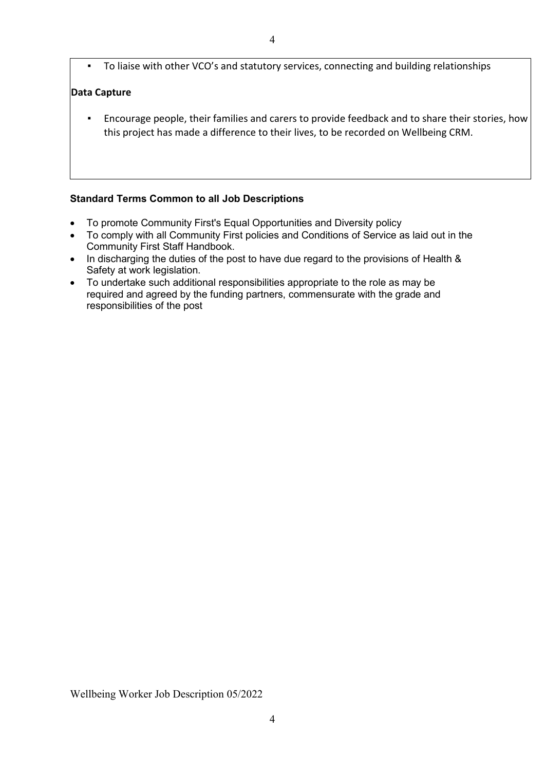- To liaise with other VCO's and statutory services, connecting and building relationships

**Data Capture**

- Encourage people, their families and carers to provide feedback and to share their stories, how this project has made a difference to their lives, to be recorded on Wellbeing CRM.

**Standard Terms Common to all Job Descriptions**

- To promote Community First's Equal Opportunities and Diversity policy
- To comply with all Community First policies and Conditions of Service as laid out in the Community First Staff Handbook.
- In discharging the duties of the post to have due regard to the provisions of Health & Safety at work legislation.
- To undertake such additional responsibilities appropriate to the role as may be required and agreed by the funding partners, commensurate with the grade and responsibilities of the post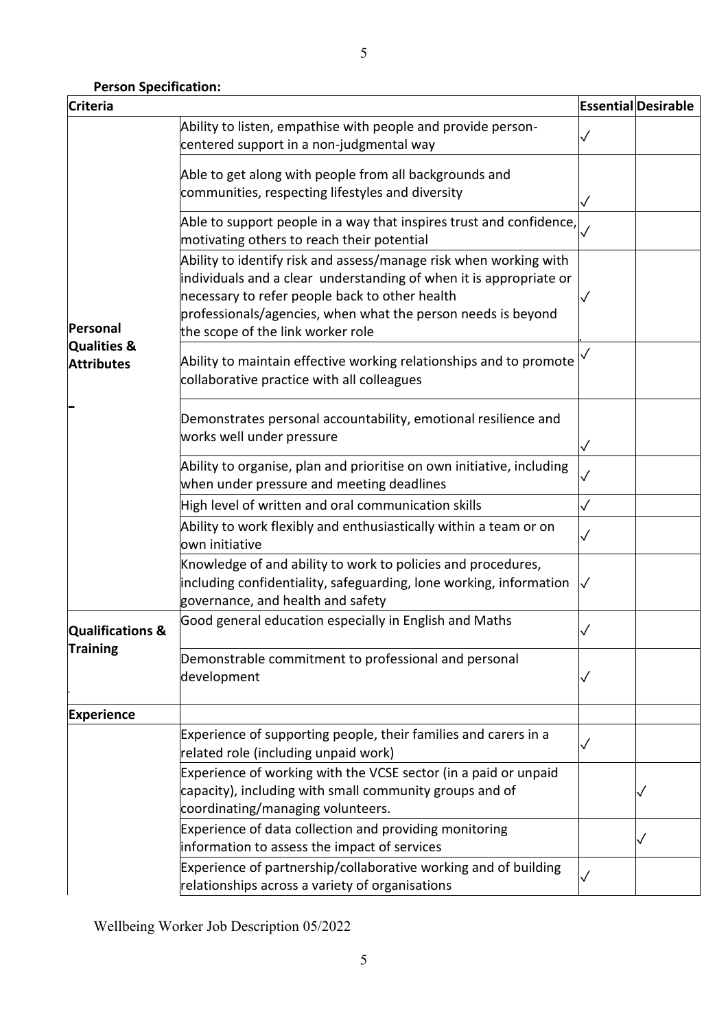**Person Specification:**

| Criteria | | Essential | Desirable |
|---|---|---|---|
| Personal Qualities & Attributes | Ability to listen, empathise with people and provide person-centered support in a non-judgmental way | ✓ | |
| | Able to get along with people from all backgrounds and communities, respecting lifestyles and diversity | ✓ | |
| | Able to support people in a way that inspires trust and confidence, motivating others to reach their potential | ✓ | |
| | Ability to identify risk and assess/manage risk when working with individuals and a clear understanding of when it is appropriate or necessary to refer people back to other health professionals/agencies, when what the person needs is beyond the scope of the link worker role | ✓ | |
| | Ability to maintain effective working relationships and to promote collaborative practice with all colleagues | ✓ | |
| | Demonstrates personal accountability, emotional resilience and works well under pressure | ✓ | |
| | Ability to organise, plan and prioritise on own initiative, including when under pressure and meeting deadlines | ✓ | |
| | High level of written and oral communication skills | ✓ | |
| | Ability to work flexibly and enthusiastically within a team or on own initiative | ✓ | |
| | Knowledge of and ability to work to policies and procedures, including confidentiality, safeguarding, lone working, information governance, and health and safety | ✓ | |
| Qualifications & Training | Good general education especially in English and Maths | ✓ | |
| | Demonstrable commitment to professional and personal development | ✓ | |
| Experience | | | |
| | Experience of supporting people, their families and carers in a related role (including unpaid work) | ✓ | |
| | Experience of working with the VCSE sector (in a paid or unpaid capacity), including with small community groups and of coordinating/managing volunteers. | | ✓ |
| | Experience of data collection and providing monitoring information to assess the impact of services | | ✓ |
| | Experience of partnership/collaborative working and of building relationships across a variety of organisations | ✓ | |

Wellbeing Worker Job Description 05/2022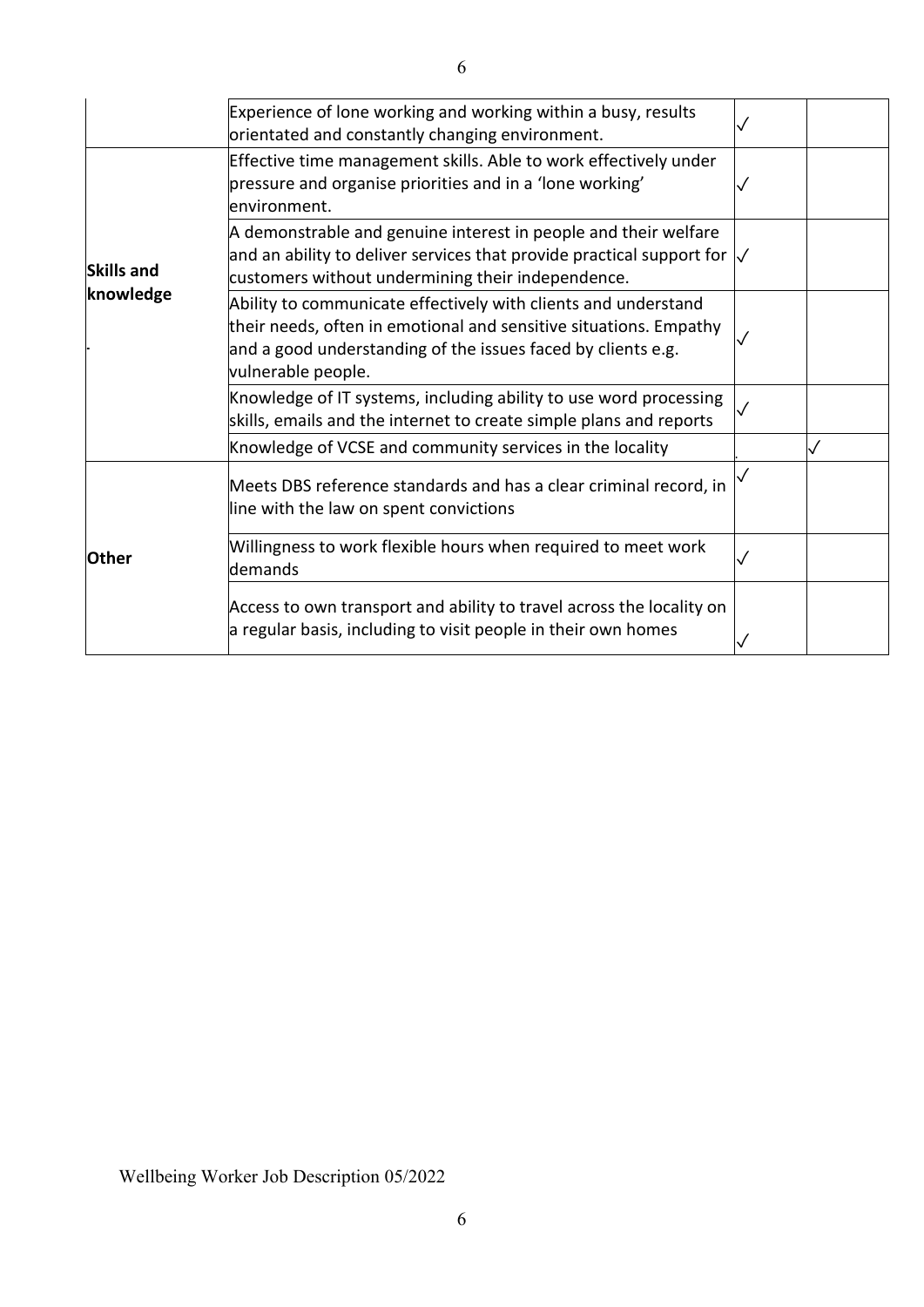| | | | |
|---|---|---|---|
| | Experience of lone working and working within a busy, results orientated and constantly changing environment. | ✓ | |
| **Skills and knowledge** | Effective time management skills. Able to work effectively under pressure and organise priorities and in a 'lone working' environment. | ✓ | |
| | A demonstrable and genuine interest in people and their welfare and an ability to deliver services that provide practical support for customers without undermining their independence. | ✓ | |
| | Ability to communicate effectively with clients and understand their needs, often in emotional and sensitive situations. Empathy and a good understanding of the issues faced by clients e.g. vulnerable people. | ✓ | |
| | Knowledge of IT systems, including ability to use word processing skills, emails and the internet to create simple plans and reports | ✓ | |
| | Knowledge of VCSE and community services in the locality | | ✓ |
| **Other** | Meets DBS reference standards and has a clear criminal record, in line with the law on spent convictions | ✓ | |
| | Willingness to work flexible hours when required to meet work demands | ✓ | |
| | Access to own transport and ability to travel across the locality on a regular basis, including to visit people in their own homes | ✓ | |

Wellbeing Worker Job Description 05/2022